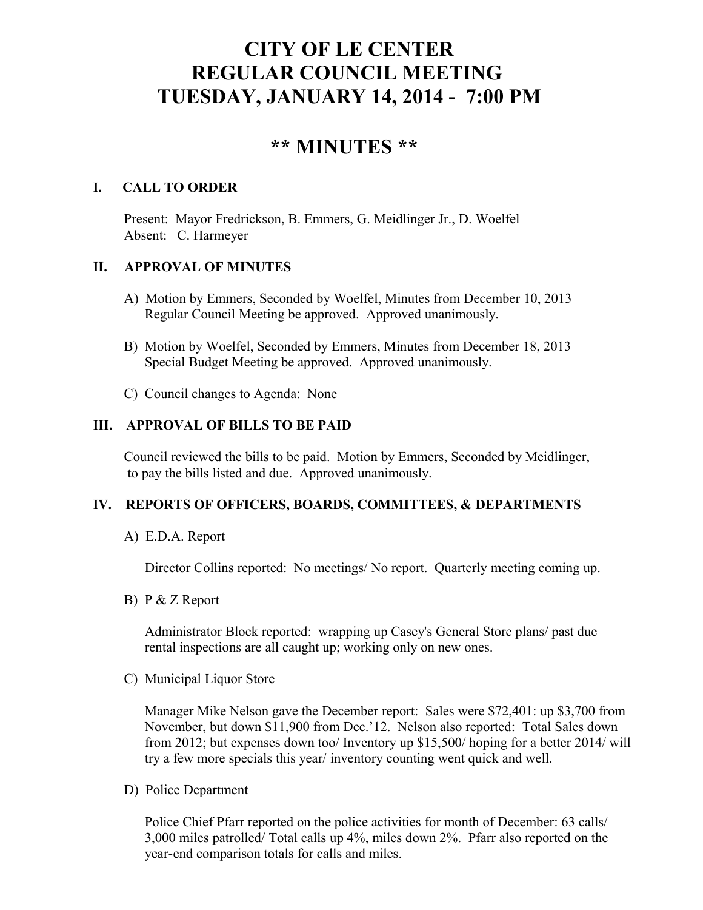# CITY OF LE CENTER
# REGULAR COUNCIL MEETING
# TUESDAY, JANUARY 14, 2014 - 7:00 PM

## ** MINUTES **

### I. CALL TO ORDER

Present: Mayor Fredrickson, B. Emmers, G. Meidlinger Jr., D. Woelfel
Absent: C. Harmeyer

### II. APPROVAL OF MINUTES

A) Motion by Emmers, Seconded by Woelfel, Minutes from December 10, 2013 Regular Council Meeting be approved. Approved unanimously.

B) Motion by Woelfel, Seconded by Emmers, Minutes from December 18, 2013 Special Budget Meeting be approved. Approved unanimously.

C) Council changes to Agenda: None

### III. APPROVAL OF BILLS TO BE PAID

Council reviewed the bills to be paid. Motion by Emmers, Seconded by Meidlinger, to pay the bills listed and due. Approved unanimously.

### IV. REPORTS OF OFFICERS, BOARDS, COMMITTEES, & DEPARTMENTS

A) E.D.A. Report

Director Collins reported: No meetings/ No report. Quarterly meeting coming up.

B) P & Z Report

Administrator Block reported: wrapping up Casey's General Store plans/ past due rental inspections are all caught up; working only on new ones.

C) Municipal Liquor Store

Manager Mike Nelson gave the December report: Sales were $72,401: up $3,700 from November, but down $11,900 from Dec.'12. Nelson also reported: Total Sales down from 2012; but expenses down too/ Inventory up $15,500/ hoping for a better 2014/ will try a few more specials this year/ inventory counting went quick and well.

D) Police Department

Police Chief Pfarr reported on the police activities for month of December: 63 calls/ 3,000 miles patrolled/ Total calls up 4%, miles down 2%. Pfarr also reported on the year-end comparison totals for calls and miles.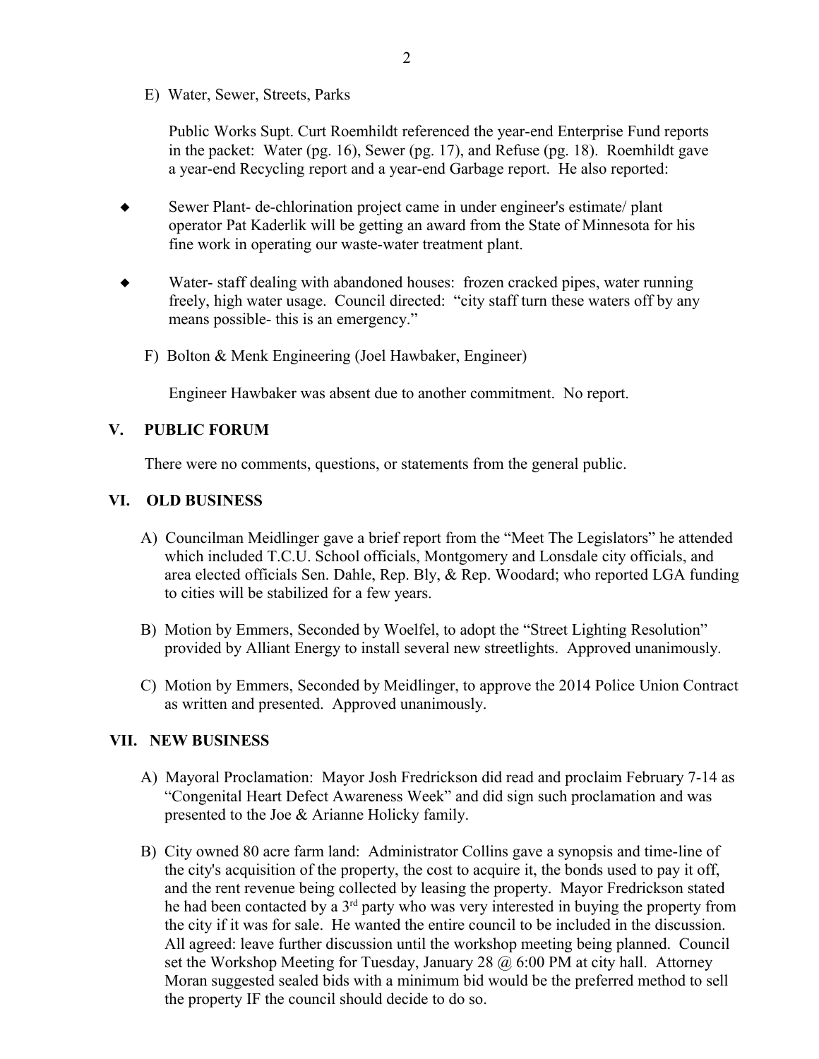E) Water, Sewer, Streets, Parks

Public Works Supt. Curt Roemhildt referenced the year-end Enterprise Fund reports in the packet: Water (pg. 16), Sewer (pg. 17), and Refuse (pg. 18). Roemhildt gave a year-end Recycling report and a year-end Garbage report. He also reported:

- Sewer Plant- de-chlorination project came in under engineer's estimate/ plant operator Pat Kaderlik will be getting an award from the State of Minnesota for his fine work in operating our waste-water treatment plant.

- Water- staff dealing with abandoned houses: frozen cracked pipes, water running freely, high water usage. Council directed: "city staff turn these waters off by any means possible- this is an emergency."

F) Bolton & Menk Engineering (Joel Hawbaker, Engineer)

Engineer Hawbaker was absent due to another commitment. No report.

## V. PUBLIC FORUM

There were no comments, questions, or statements from the general public.

## VI. OLD BUSINESS

A) Councilman Meidlinger gave a brief report from the "Meet The Legislators" he attended which included T.C.U. School officials, Montgomery and Lonsdale city officials, and area elected officials Sen. Dahle, Rep. Bly, & Rep. Woodard; who reported LGA funding to cities will be stabilized for a few years.

B) Motion by Emmers, Seconded by Woelfel, to adopt the "Street Lighting Resolution" provided by Alliant Energy to install several new streetlights. Approved unanimously.

C) Motion by Emmers, Seconded by Meidlinger, to approve the 2014 Police Union Contract as written and presented. Approved unanimously.

## VII. NEW BUSINESS

A) Mayoral Proclamation: Mayor Josh Fredrickson did read and proclaim February 7-14 as "Congenital Heart Defect Awareness Week" and did sign such proclamation and was presented to the Joe & Arianne Holicky family.

B) City owned 80 acre farm land: Administrator Collins gave a synopsis and time-line of the city's acquisition of the property, the cost to acquire it, the bonds used to pay it off, and the rent revenue being collected by leasing the property. Mayor Fredrickson stated he had been contacted by a 3rd party who was very interested in buying the property from the city if it was for sale. He wanted the entire council to be included in the discussion. All agreed: leave further discussion until the workshop meeting being planned. Council set the Workshop Meeting for Tuesday, January 28 @ 6:00 PM at city hall. Attorney Moran suggested sealed bids with a minimum bid would be the preferred method to sell the property IF the council should decide to do so.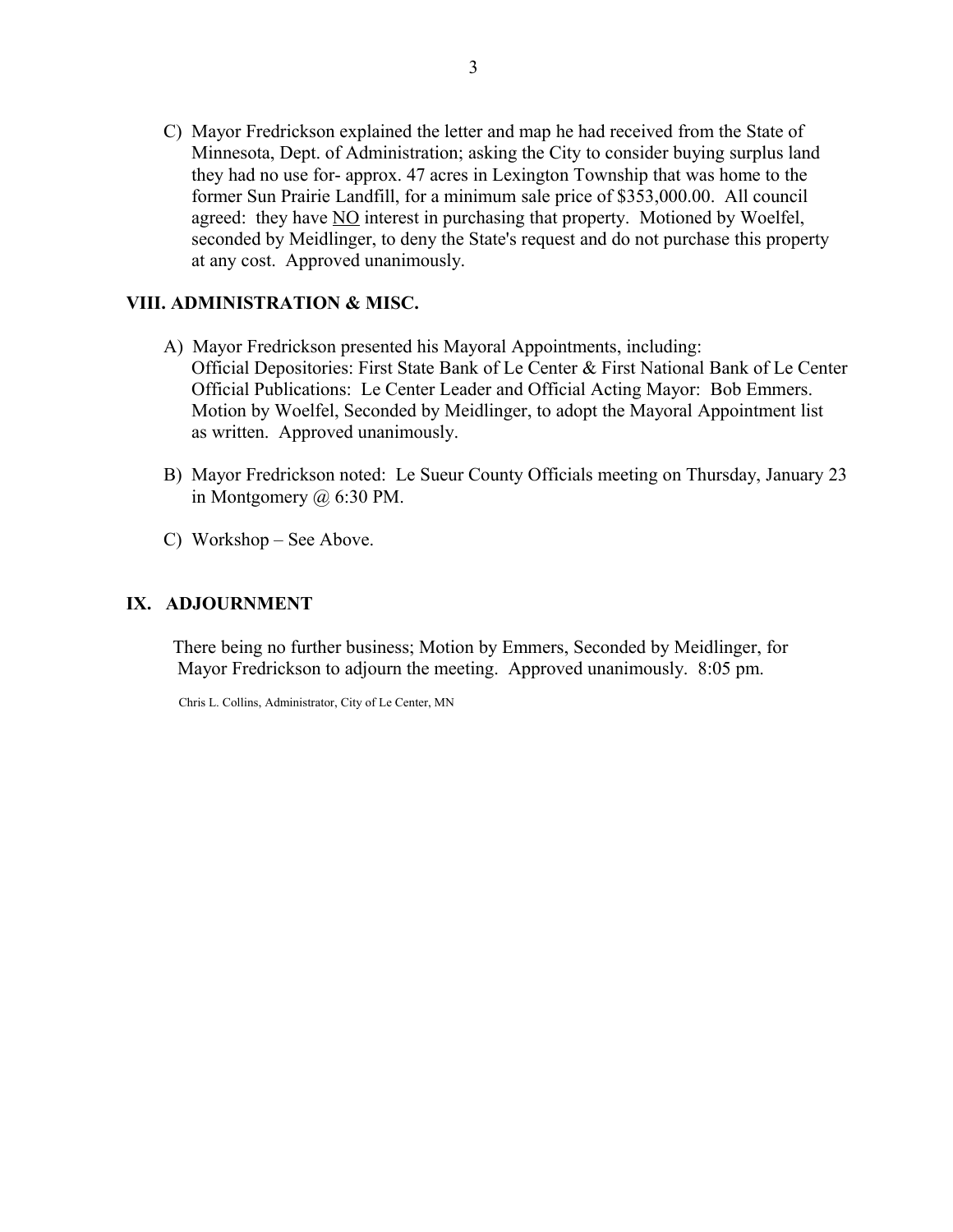C) Mayor Fredrickson explained the letter and map he had received from the State of Minnesota, Dept. of Administration; asking the City to consider buying surplus land they had no use for- approx. 47 acres in Lexington Township that was home to the former Sun Prairie Landfill, for a minimum sale price of $353,000.00. All council agreed: they have <u>NO</u> interest in purchasing that property. Motioned by Woelfel, seconded by Meidlinger, to deny the State's request and do not purchase this property at any cost. Approved unanimously.

## VIII. ADMINISTRATION & MISC.

A) Mayor Fredrickson presented his Mayoral Appointments, including:
Official Depositories: First State Bank of Le Center & First National Bank of Le Center
Official Publications: Le Center Leader and Official Acting Mayor: Bob Emmers.
Motion by Woelfel, Seconded by Meidlinger, to adopt the Mayoral Appointment list as written. Approved unanimously.

B) Mayor Fredrickson noted: Le Sueur County Officials meeting on Thursday, January 23 in Montgomery @ 6:30 PM.

C) Workshop – See Above.

## IX. ADJOURNMENT

There being no further business; Motion by Emmers, Seconded by Meidlinger, for Mayor Fredrickson to adjourn the meeting. Approved unanimously. 8:05 pm.

Chris L. Collins, Administrator, City of Le Center, MN